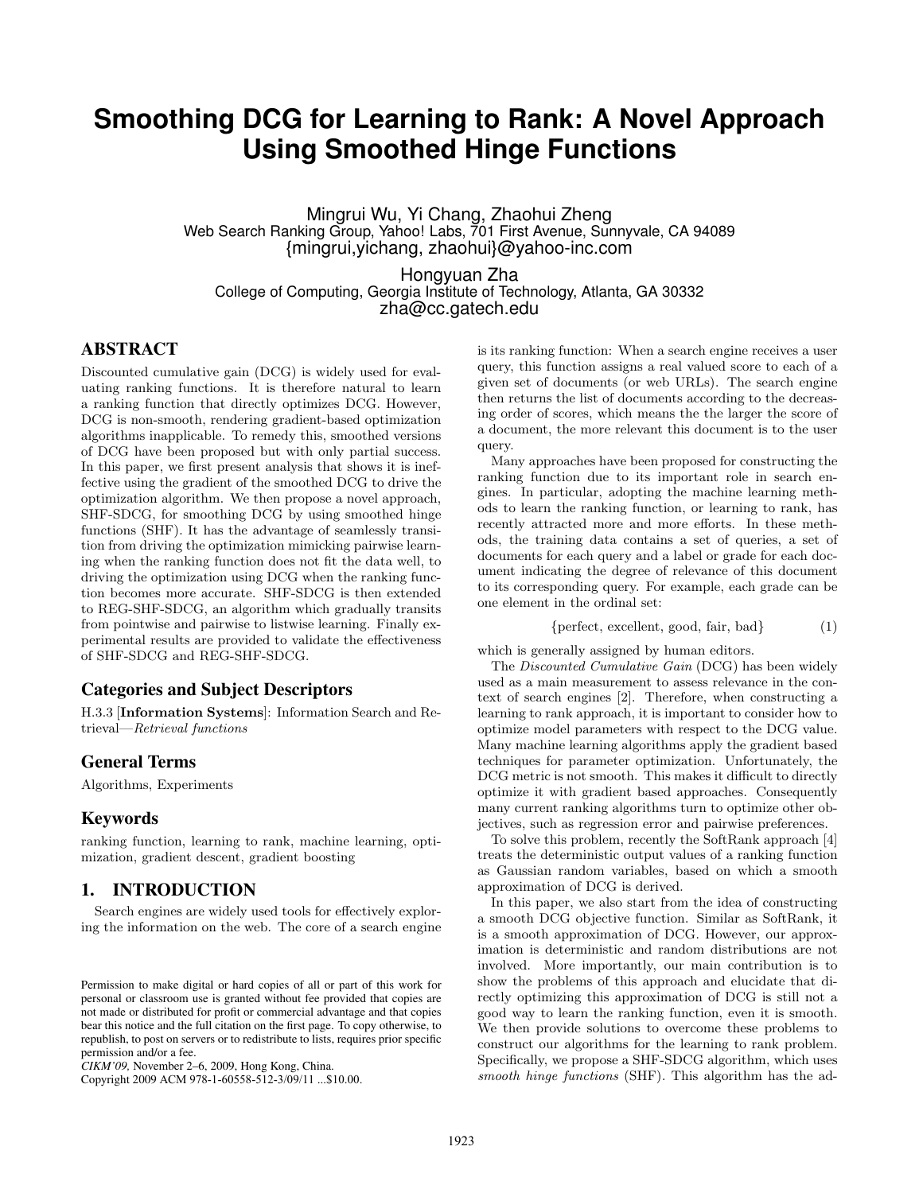# Smoothing DCG for Learning to Rank: A Novel Approach Using Smoothed Hinge Functions

Mingrui Wu, Yi Chang, Zhaohui Zheng
Web Search Ranking Group, Yahoo! Labs, 701 First Avenue, Sunnyvale, CA 94089
{mingrui,yichang, zhaohui}@yahoo-inc.com

Hongyuan Zha
College of Computing, Georgia Institute of Technology, Atlanta, GA 30332
zha@cc.gatech.edu

## ABSTRACT

Discounted cumulative gain (DCG) is widely used for evaluating ranking functions. It is therefore natural to learn a ranking function that directly optimizes DCG. However, DCG is non-smooth, rendering gradient-based optimization algorithms inapplicable. To remedy this, smoothed versions of DCG have been proposed but with only partial success. In this paper, we first present analysis that shows it is ineffective using the gradient of the smoothed DCG to drive the optimization algorithm. We then propose a novel approach, SHF-SDCG, for smoothing DCG by using smoothed hinge functions (SHF). It has the advantage of seamlessly transition from driving the optimization mimicking pairwise learning when the ranking function does not fit the data well, to driving the optimization using DCG when the ranking function becomes more accurate. SHF-SDCG is then extended to REG-SHF-SDCG, an algorithm which gradually transits from pointwise and pairwise to listwise learning. Finally experimental results are provided to validate the effectiveness of SHF-SDCG and REG-SHF-SDCG.

### Categories and Subject Descriptors

H.3.3 [**Information Systems**]: Information Search and Retrieval—*Retrieval functions*

### General Terms

Algorithms, Experiments

### Keywords

ranking function, learning to rank, machine learning, optimization, gradient descent, gradient boosting

## 1. INTRODUCTION

Search engines are widely used tools for effectively exploring the information on the web. The core of a search engine is its ranking function: When a search engine receives a user query, this function assigns a real valued score to each of a given set of documents (or web URLs). The search engine then returns the list of documents according to the decreasing order of scores, which means the the larger the score of a document, the more relevant this document is to the user query.

Many approaches have been proposed for constructing the ranking function due to its important role in search engines. In particular, adopting the machine learning methods to learn the ranking function, or learning to rank, has recently attracted more and more efforts. In these methods, the training data contains a set of queries, a set of documents for each query and a label or grade for each document indicating the degree of relevance of this document to its corresponding query. For example, each grade can be one element in the ordinal set:

$$\{\text{perfect, excellent, good, fair, bad}\} \tag{1}$$

which is generally assigned by human editors.

The *Discounted Cumulative Gain* (DCG) has been widely used as a main measurement to assess relevance in the context of search engines [2]. Therefore, when constructing a learning to rank approach, it is important to consider how to optimize model parameters with respect to the DCG value. Many machine learning algorithms apply the gradient based techniques for parameter optimization. Unfortunately, the DCG metric is not smooth. This makes it difficult to directly optimize it with gradient based approaches. Consequently many current ranking algorithms turn to optimize other objectives, such as regression error and pairwise preferences.

To solve this problem, recently the SoftRank approach [4] treats the deterministic output values of a ranking function as Gaussian random variables, based on which a smooth approximation of DCG is derived.

In this paper, we also start from the idea of constructing a smooth DCG objective function. Similar as SoftRank, it is a smooth approximation of DCG. However, our approximation is deterministic and random distributions are not involved. More importantly, our main contribution is to show the problems of this approach and elucidate that directly optimizing this approximation of DCG is still not a good way to learn the ranking function, even it is smooth. We then provide solutions to overcome these problems to construct our algorithms for the learning to rank problem. Specifically, we propose a SHF-SDCG algorithm, which uses *smooth hinge functions* (SHF). This algorithm has the ad-

Permission to make digital or hard copies of all or part of this work for personal or classroom use is granted without fee provided that copies are not made or distributed for profit or commercial advantage and that copies bear this notice and the full citation on the first page. To copy otherwise, to republish, to post on servers or to redistribute to lists, requires prior specific permission and/or a fee.
*CIKM'09,* November 2–6, 2009, Hong Kong, China.
Copyright 2009 ACM 978-1-60558-512-3/09/11 ...$10.00.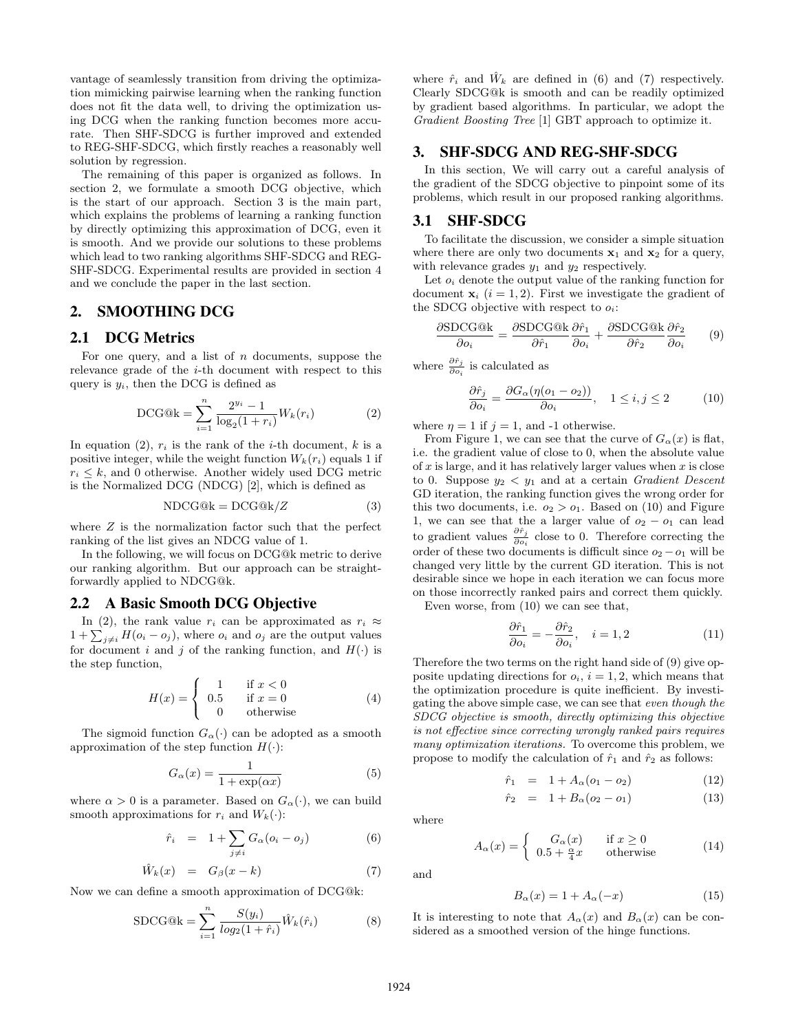vantage of seamlessly transition from driving the optimization mimicking pairwise learning when the ranking function does not fit the data well, to driving the optimization using DCG when the ranking function becomes more accurate. Then SHF-SDCG is further improved and extended to REG-SHF-SDCG, which firstly reaches a reasonably well solution by regression.

The remaining of this paper is organized as follows. In section 2, we formulate a smooth DCG objective, which is the start of our approach. Section 3 is the main part, which explains the problems of learning a ranking function by directly optimizing this approximation of DCG, even it is smooth. And we provide our solutions to these problems which lead to two ranking algorithms SHF-SDCG and REG-SHF-SDCG. Experimental results are provided in section 4 and we conclude the paper in the last section.

## 2. SMOOTHING DCG

### 2.1 DCG Metrics

For one query, and a list of $n$ documents, suppose the relevance grade of the $i$-th document with respect to this query is $y_i$, then the DCG is defined as

$$\text{DCG@k} = \sum_{i=1}^{n} \frac{2^{y_i} - 1}{\log_2(1 + r_i)} W_k(r_i) \quad (2)$$

In equation (2), $r_i$ is the rank of the $i$-th document, $k$ is a positive integer, while the weight function $W_k(r_i)$ equals 1 if $r_i \leq k$, and 0 otherwise. Another widely used DCG metric is the Normalized DCG (NDCG) [2], which is defined as

$$\text{NDCG@k} = \text{DCG@k}/Z \quad (3)$$

where $Z$ is the normalization factor such that the perfect ranking of the list gives an NDCG value of 1.

In the following, we will focus on DCG@k metric to derive our ranking algorithm. But our approach can be straightforwardly applied to NDCG@k.

### 2.2 A Basic Smooth DCG Objective

In (2), the rank value $r_i$ can be approximated as $r_i \approx 1 + \sum_{j \neq i} H(o_i - o_j)$, where $o_i$ and $o_j$ are the output values for document $i$ and $j$ of the ranking function, and $H(\cdot)$ is the step function,

$$H(x) = \begin{cases} 1 & \text{if } x < 0 \\ 0.5 & \text{if } x = 0 \\ 0 & \text{otherwise} \end{cases} \quad (4)$$

The sigmoid function $G_\alpha(\cdot)$ can be adopted as a smooth approximation of the step function $H(\cdot)$:

$$G_\alpha(x) = \frac{1}{1 + \exp(\alpha x)} \quad (5)$$

where $\alpha > 0$ is a parameter. Based on $G_\alpha(\cdot)$, we can build smooth approximations for $r_i$ and $W_k(\cdot)$:

$$\hat{r}_i = 1 + \sum_{j \neq i} G_\alpha(o_i - o_j) \quad (6)$$

$$\hat{W}_k(x) = G_\beta(x - k) \quad (7)$$

Now we can define a smooth approximation of DCG@k:

$$\text{SDCG@k} = \sum_{i=1}^{n} \frac{S(y_i)}{log_2(1 + \hat{r}_i)} \hat{W}_k(\hat{r}_i) \quad (8)$$

where $\hat{r}_i$ and $\hat{W}_k$ are defined in (6) and (7) respectively. Clearly SDCG@k is smooth and can be readily optimized by gradient based algorithms. In particular, we adopt the *Gradient Boosting Tree* [1] GBT approach to optimize it.

## 3. SHF-SDCG AND REG-SHF-SDCG

In this section, We will carry out a careful analysis of the gradient of the SDCG objective to pinpoint some of its problems, which result in our proposed ranking algorithms.

### 3.1 SHF-SDCG

To facilitate the discussion, we consider a simple situation where there are only two documents $\mathbf{x}_1$ and $\mathbf{x}_2$ for a query, with relevance grades $y_1$ and $y_2$ respectively.

Let $o_i$ denote the output value of the ranking function for document $\mathbf{x}_i$ ($i = 1, 2$). First we investigate the gradient of the SDCG objective with respect to $o_i$:

$$\frac{\partial \text{SDCG@k}}{\partial o_i} = \frac{\partial \text{SDCG@k}}{\partial \hat{r}_1} \frac{\partial \hat{r}_1}{\partial o_i} + \frac{\partial \text{SDCG@k}}{\partial \hat{r}_2} \frac{\partial \hat{r}_2}{\partial o_i} \quad (9)$$

where $\frac{\partial \hat{r}_j}{\partial o_i}$ is calculated as

$$\frac{\partial \hat{r}_j}{\partial o_i} = \frac{\partial G_\alpha(\eta(o_1 - o_2))}{\partial o_i}, \quad 1 \leq i, j \leq 2 \quad (10)$$

where $\eta = 1$ if $j = 1$, and -1 otherwise.

From Figure 1, we can see that the curve of $G_\alpha(x)$ is flat, i.e. the gradient value of close to 0, when the absolute value of $x$ is large, and it has relatively larger values when $x$ is close to 0. Suppose $y_2 < y_1$ and at a certain *Gradient Descent* GD iteration, the ranking function gives the wrong order for this two documents, i.e. $o_2 > o_1$. Based on (10) and Figure 1, we can see that a larger value of $o_2 - o_1$ can lead to gradient values $\frac{\partial \hat{r}_j}{\partial o_i}$ close to 0. Therefore correcting the order of these two documents is difficult since $o_2 - o_1$ will be changed very little by the current GD iteration. This is not desirable since we hope in each iteration we can focus more on those incorrectly ranked pairs and correct them quickly.

Even worse, from (10) we can see that,

$$\frac{\partial \hat{r}_1}{\partial o_i} = -\frac{\partial \hat{r}_2}{\partial o_i}, \quad i = 1, 2 \quad (11)$$

Therefore the two terms on the right hand side of (9) give opposite updating directions for $o_i$, $i = 1, 2$, which means that the optimization procedure is quite inefficient. By investigating the above simple case, we can see that *even though the SDCG objective is smooth, directly optimizing this objective is not effective since correcting wrongly ranked pairs requires many optimization iterations.* To overcome this problem, we propose to modify the calculation of $\hat{r}_1$ and $\hat{r}_2$ as follows:

$$\hat{r}_1 = 1 + A_\alpha(o_1 - o_2) \quad (12)$$

$$\hat{r}_2 = 1 + B_\alpha(o_2 - o_1) \quad (13)$$

where

$$A_\alpha(x) = \begin{cases} G_\alpha(x) & \text{if } x \geq 0 \\ 0.5 + \frac{\alpha}{4}x & \text{otherwise} \end{cases} \quad (14)$$

and

$$B_\alpha(x) = 1 + A_\alpha(-x) \quad (15)$$

It is interesting to note that $A_\alpha(x)$ and $B_\alpha(x)$ can be considered as a smoothed version of the hinge functions.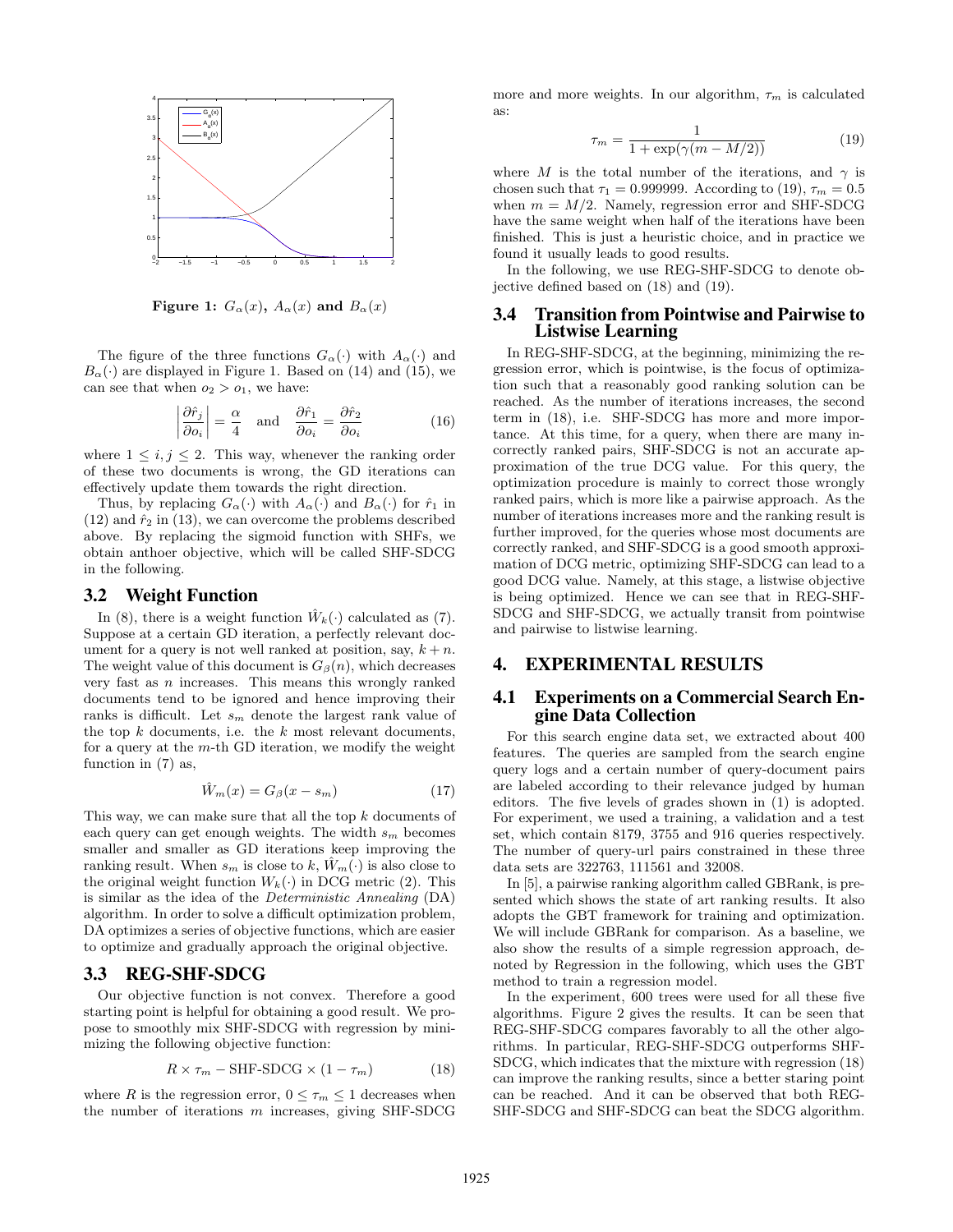Figure 1: $G_\alpha(x)$, $A_\alpha(x)$ and $B_\alpha(x)$

The figure of the three functions $G_\alpha(\cdot)$ with $A_\alpha(\cdot)$ and $B_\alpha(\cdot)$ are displayed in Figure 1. Based on (14) and (15), we can see that when $o_2 > o_1$, we have:

$$\left|\frac{\partial \hat{r}_j}{\partial o_i}\right| = \frac{\alpha}{4} \quad \text{and} \quad \frac{\partial \hat{r}_1}{\partial o_i} = \frac{\partial \hat{r}_2}{\partial o_i} \tag{16}$$

where $1 \leq i, j \leq 2$. This way, whenever the ranking order of these two documents is wrong, the GD iterations can effectively update them towards the right direction.

Thus, by replacing $G_\alpha(\cdot)$ with $A_\alpha(\cdot)$ and $B_\alpha(\cdot)$ for $\hat{r}_1$ in (12) and $\hat{r}_2$ in (13), we can overcome the problems described above. By replacing the sigmoid function with SHFs, we obtain anthoer objective, which will be called SHF-SDCG in the following.

### 3.2 Weight Function

In (8), there is a weight function $\hat{W}_k(\cdot)$ calculated as (7). Suppose at a certain GD iteration, a perfectly relevant document for a query is not well ranked at position, say, $k+n$. The weight value of this document is $G_\beta(n)$, which decreases very fast as $n$ increases. This means this wrongly ranked documents tend to be ignored and hence improving their ranks is difficult. Let $s_m$ denote the largest rank value of the top $k$ documents, i.e. the $k$ most relevant documents, for a query at the $m$-th GD iteration, we modify the weight function in (7) as,

$$\hat{W}_m(x) = G_\beta(x - s_m) \tag{17}$$

This way, we can make sure that all the top $k$ documents of each query can get enough weights. The width $s_m$ becomes smaller and smaller as GD iterations keep improving the ranking result. When $s_m$ is close to $k$, $\hat{W}_m(\cdot)$ is also close to the original weight function $W_k(\cdot)$ in DCG metric (2). This is similar as the idea of the *Deterministic Annealing* (DA) algorithm. In order to solve a difficult optimization problem, DA optimizes a series of objective functions, which are easier to optimize and gradually approach the original objective.

### 3.3 REG-SHF-SDCG

Our objective function is not convex. Therefore a good starting point is helpful for obtaining a good result. We propose to smoothly mix SHF-SDCG with regression by minimizing the following objective function:

$$R \times \tau_m - \text{SHF-SDCG} \times (1 - \tau_m) \tag{18}$$

where $R$ is the regression error, $0 \leq \tau_m \leq 1$ decreases when the number of iterations $m$ increases, giving SHF-SDCG more and more weights. In our algorithm, $\tau_m$ is calculated as:

$$\tau_m = \frac{1}{1 + \exp(\gamma(m - M/2))} \tag{19}$$

where $M$ is the total number of the iterations, and $\gamma$ is chosen such that $\tau_1 = 0.999999$. According to (19), $\tau_m = 0.5$ when $m = M/2$. Namely, regression error and SHF-SDCG have the same weight when half of the iterations have been finished. This is just a heuristic choice, and in practice we found it usually leads to good results.

In the following, we use REG-SHF-SDCG to denote objective defined based on (18) and (19).

### 3.4 Transition from Pointwise and Pairwise to Listwise Learning

In REG-SHF-SDCG, at the beginning, minimizing the regression error, which is pointwise, is the focus of optimization such that a reasonably good ranking solution can be reached. As the number of iterations increases, the second term in (18), i.e. SHF-SDCG has more and more importance. At this time, for a query, when there are many incorrectly ranked pairs, SHF-SDCG is not an accurate approximation of the true DCG value. For this query, the optimization procedure is mainly to correct those wrongly ranked pairs, which is more like a pairwise approach. As the number of iterations increases more and the ranking result is further improved, for the queries whose most documents are correctly ranked, and SHF-SDCG is a good smooth approximation of DCG metric, optimizing SHF-SDCG can lead to a good DCG value. Namely, at this stage, a listwise objective is being optimized. Hence we can see that in REG-SHF-SDCG and SHF-SDCG, we actually transit from pointwise and pairwise to listwise learning.

## 4. EXPERIMENTAL RESULTS

### 4.1 Experiments on a Commercial Search Engine Data Collection

For this search engine data set, we extracted about 400 features. The queries are sampled from the search engine query logs and a certain number of query-document pairs are labeled according to their relevance judged by human editors. The five levels of grades shown in (1) is adopted. For experiment, we used a training, a validation and a test set, which contain 8179, 3755 and 916 queries respectively. The number of query-url pairs constrained in these three data sets are 322763, 111561 and 32008.

In [5], a pairwise ranking algorithm called GBRank, is presented which shows the state of art ranking results. It also adopts the GBT framework for training and optimization. We will include GBRank for comparison. As a baseline, we also show the results of a simple regression approach, denoted by Regression in the following, which uses the GBT method to train a regression model.

In the experiment, 600 trees were used for all these five algorithms. Figure 2 gives the results. It can be seen that REG-SHF-SDCG compares favorably to all the other algorithms. In particular, REG-SHF-SDCG outperforms SHF-SDCG, which indicates that the mixture with regression (18) can improve the ranking results, since a better staring point can be reached. And it can be observed that both REG-SHF-SDCG and SHF-SDCG can beat the SDCG algorithm.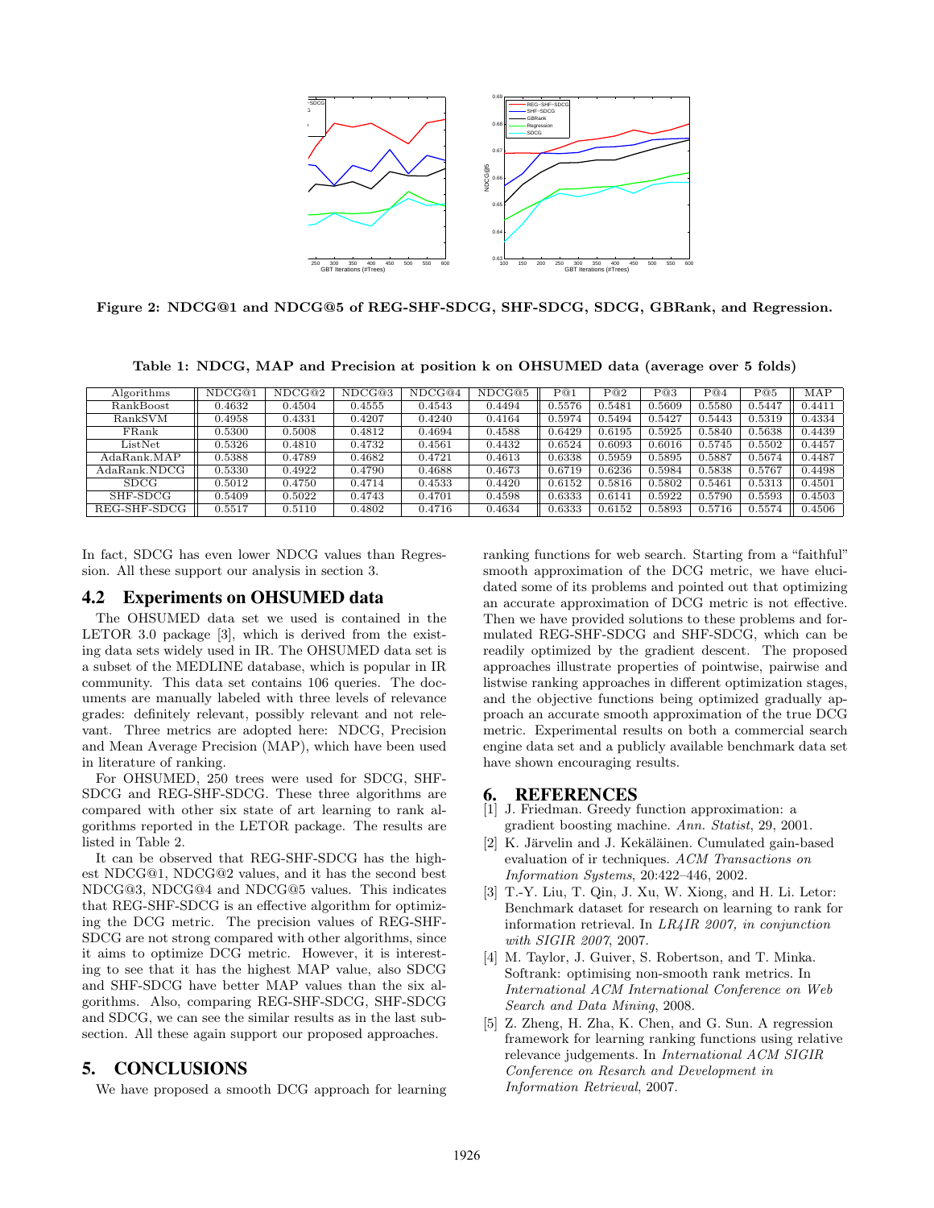-SDCG
G

250 300 350 400 450 500 550 600
GBT Iterations (#Trees)

0.69
0.68
0.67
0.66
0.65
0.64
0.63
NDCG@5
100 150 200 250 300 350 400 450 500 550 600
GBT Iterations (#Trees)

REG−SHF−SDCG
SHF−SDCG
GBRank
Regression
SDCG

**Figure 2: NDCG@1 and NDCG@5 of REG-SHF-SDCG, SHF-SDCG, SDCG, GBRank, and Regression.**

**Table 1: NDCG, MAP and Precision at position k on OHSUMED data (average over 5 folds)**

| Algorithms | NDCG@1 | NDCG@2 | NDCG@3 | NDCG@4 | NDCG@5 | P@1 | P@2 | P@3 | P@4 | P@5 | MAP |
|---|---|---|---|---|---|---|---|---|---|---|---|
| RankBoost | 0.4632 | 0.4504 | 0.4555 | 0.4543 | 0.4494 | 0.5576 | 0.5481 | 0.5609 | 0.5580 | 0.5447 | 0.4411 |
| RankSVM | 0.4958 | 0.4331 | 0.4207 | 0.4240 | 0.4164 | 0.5974 | 0.5494 | 0.5427 | 0.5443 | 0.5319 | 0.4334 |
| FRank | 0.5300 | 0.5008 | 0.4812 | 0.4694 | 0.4588 | 0.6429 | 0.6195 | 0.5925 | 0.5840 | 0.5638 | 0.4439 |
| ListNet | 0.5326 | 0.4810 | 0.4732 | 0.4561 | 0.4432 | 0.6524 | 0.6093 | 0.6016 | 0.5745 | 0.5502 | 0.4457 |
| AdaRank.MAP | 0.5388 | 0.4789 | 0.4682 | 0.4721 | 0.4613 | 0.6338 | 0.5959 | 0.5895 | 0.5887 | 0.5674 | 0.4487 |
| AdaRank.NDCG | 0.5330 | 0.4922 | 0.4790 | 0.4688 | 0.4673 | 0.6719 | 0.6236 | 0.5984 | 0.5838 | 0.5767 | 0.4498 |
| SDCG | 0.5012 | 0.4750 | 0.4714 | 0.4533 | 0.4420 | 0.6152 | 0.5816 | 0.5802 | 0.5461 | 0.5313 | 0.4501 |
| SHF-SDCG | 0.5409 | 0.5022 | 0.4743 | 0.4701 | 0.4598 | 0.6333 | 0.6141 | 0.5922 | 0.5790 | 0.5593 | 0.4503 |
| REG-SHF-SDCG | 0.5517 | 0.5110 | 0.4802 | 0.4716 | 0.4634 | 0.6333 | 0.6152 | 0.5893 | 0.5716 | 0.5574 | 0.4506 |

In fact, SDCG has even lower NDCG values than Regression. All these support our analysis in section 3.

## 4.2 Experiments on OHSUMED data

The OHSUMED data set we used is contained in the LETOR 3.0 package [3], which is derived from the existing data sets widely used in IR. The OHSUMED data set is a subset of the MEDLINE database, which is popular in IR community. This data set contains 106 queries. The documents are manually labeled with three levels of relevance grades: definitely relevant, possibly relevant and not relevant. Three metrics are adopted here: NDCG, Precision and Mean Average Precision (MAP), which have been used in literature of ranking.

For OHSUMED, 250 trees were used for SDCG, SHF-SDCG and REG-SHF-SDCG. These three algorithms are compared with other six state of art learning to rank algorithms reported in the LETOR package. The results are listed in Table 2.

It can be observed that REG-SHF-SDCG has the highest NDCG@1, NDCG@2 values, and it has the second best NDCG@3, NDCG@4 and NDCG@5 values. This indicates that REG-SHF-SDCG is an effective algorithm for optimizing the DCG metric. The precision values of REG-SHF-SDCG are not strong compared with other algorithms, since it aims to optimize DCG metric. However, it is interesting to see that it has the highest MAP value, also SDCG and SHF-SDCG have better MAP values than the six algorithms. Also, comparing REG-SHF-SDCG, SHF-SDCG and SDCG, we can see the similar results as in the last subsection. All these again support our proposed approaches.

# 5. CONCLUSIONS

We have proposed a smooth DCG approach for learning ranking functions for web search. Starting from a "faithful" smooth approximation of the DCG metric, we have elucidated some of its problems and pointed out that optimizing an accurate approximation of DCG metric is not effective. Then we have provided solutions to these problems and formulated REG-SHF-SDCG and SHF-SDCG, which can be readily optimized by the gradient descent. The proposed approaches illustrate properties of pointwise, pairwise and listwise ranking approaches in different optimization stages, and the objective functions being optimized gradually approach an accurate smooth approximation of the true DCG metric. Experimental results on both a commercial search engine data set and a publicly available benchmark data set have shown encouraging results.

# 6. REFERENCES

[1] J. Friedman. Greedy function approximation: a gradient boosting machine. *Ann. Statist*, 29, 2001.

[2] K. Järvelin and J. Kekäläinen. Cumulated gain-based evaluation of ir techniques. *ACM Transactions on Information Systems*, 20:422–446, 2002.

[3] T.-Y. Liu, T. Qin, J. Xu, W. Xiong, and H. Li. Letor: Benchmark dataset for research on learning to rank for information retrieval. In *LR4IR 2007, in conjunction with SIGIR 2007*, 2007.

[4] M. Taylor, J. Guiver, S. Robertson, and T. Minka. Softrank: optimising non-smooth rank metrics. In *International ACM International Conference on Web Search and Data Mining*, 2008.

[5] Z. Zheng, H. Zha, K. Chen, and G. Sun. A regression framework for learning ranking functions using relative relevance judgements. In *International ACM SIGIR Conference on Resarch and Development in Information Retrieval*, 2007.